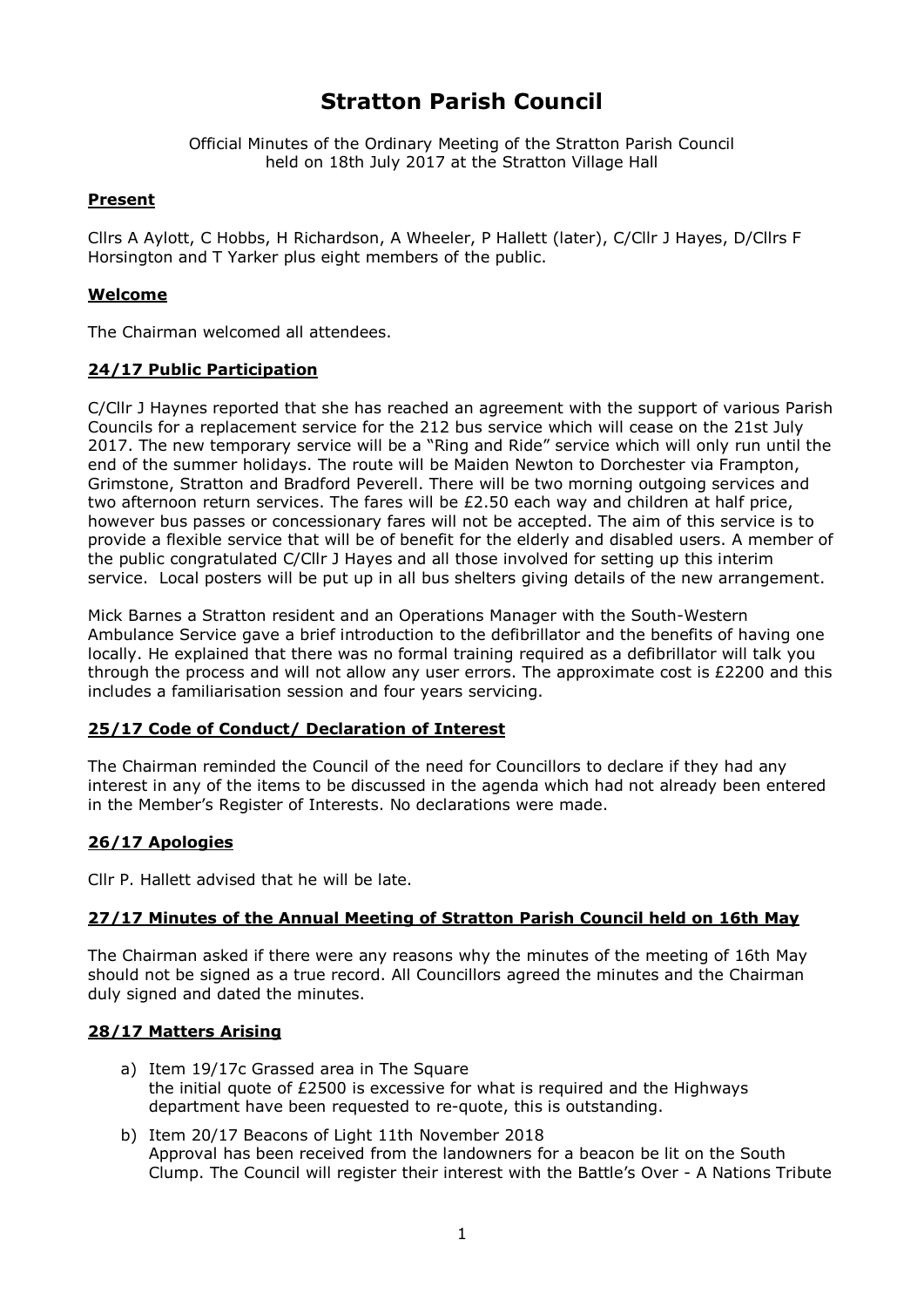# Stratton Parish Council

Official Minutes of the Ordinary Meeting of the Stratton Parish Council held on 18th July 2017 at the Stratton Village Hall

## Present

Cllrs A Aylott, C Hobbs, H Richardson, A Wheeler, P Hallett (later), C/Cllr J Hayes, D/Cllrs F Horsington and T Yarker plus eight members of the public.

## Welcome

The Chairman welcomed all attendees.

## 24/17 Public Participation

C/Cllr J Haynes reported that she has reached an agreement with the support of various Parish Councils for a replacement service for the 212 bus service which will cease on the 21st July 2017. The new temporary service will be a "Ring and Ride" service which will only run until the end of the summer holidays. The route will be Maiden Newton to Dorchester via Frampton, Grimstone, Stratton and Bradford Peverell. There will be two morning outgoing services and two afternoon return services. The fares will be £2.50 each way and children at half price, however bus passes or concessionary fares will not be accepted. The aim of this service is to provide a flexible service that will be of benefit for the elderly and disabled users. A member of the public congratulated C/Cllr J Hayes and all those involved for setting up this interim service. Local posters will be put up in all bus shelters giving details of the new arrangement.

Mick Barnes a Stratton resident and an Operations Manager with the South-Western Ambulance Service gave a brief introduction to the defibrillator and the benefits of having one locally. He explained that there was no formal training required as a defibrillator will talk you through the process and will not allow any user errors. The approximate cost is £2200 and this includes a familiarisation session and four years servicing.

## 25/17 Code of Conduct/ Declaration of Interest

The Chairman reminded the Council of the need for Councillors to declare if they had any interest in any of the items to be discussed in the agenda which had not already been entered in the Member's Register of Interests. No declarations were made.

## 26/17 Apologies

Cllr P. Hallett advised that he will be late.

## 27/17 Minutes of the Annual Meeting of Stratton Parish Council held on 16th May

The Chairman asked if there were any reasons why the minutes of the meeting of 16th May should not be signed as a true record. All Councillors agreed the minutes and the Chairman duly signed and dated the minutes.

## 28/17 Matters Arising

a) Item 19/17c Grassed area in The Square
the initial quote of £2500 is excessive for what is required and the Highways department have been requested to re-quote, this is outstanding.

b) Item 20/17 Beacons of Light 11th November 2018
Approval has been received from the landowners for a beacon be lit on the South Clump. The Council will register their interest with the Battle's Over - A Nations Tribute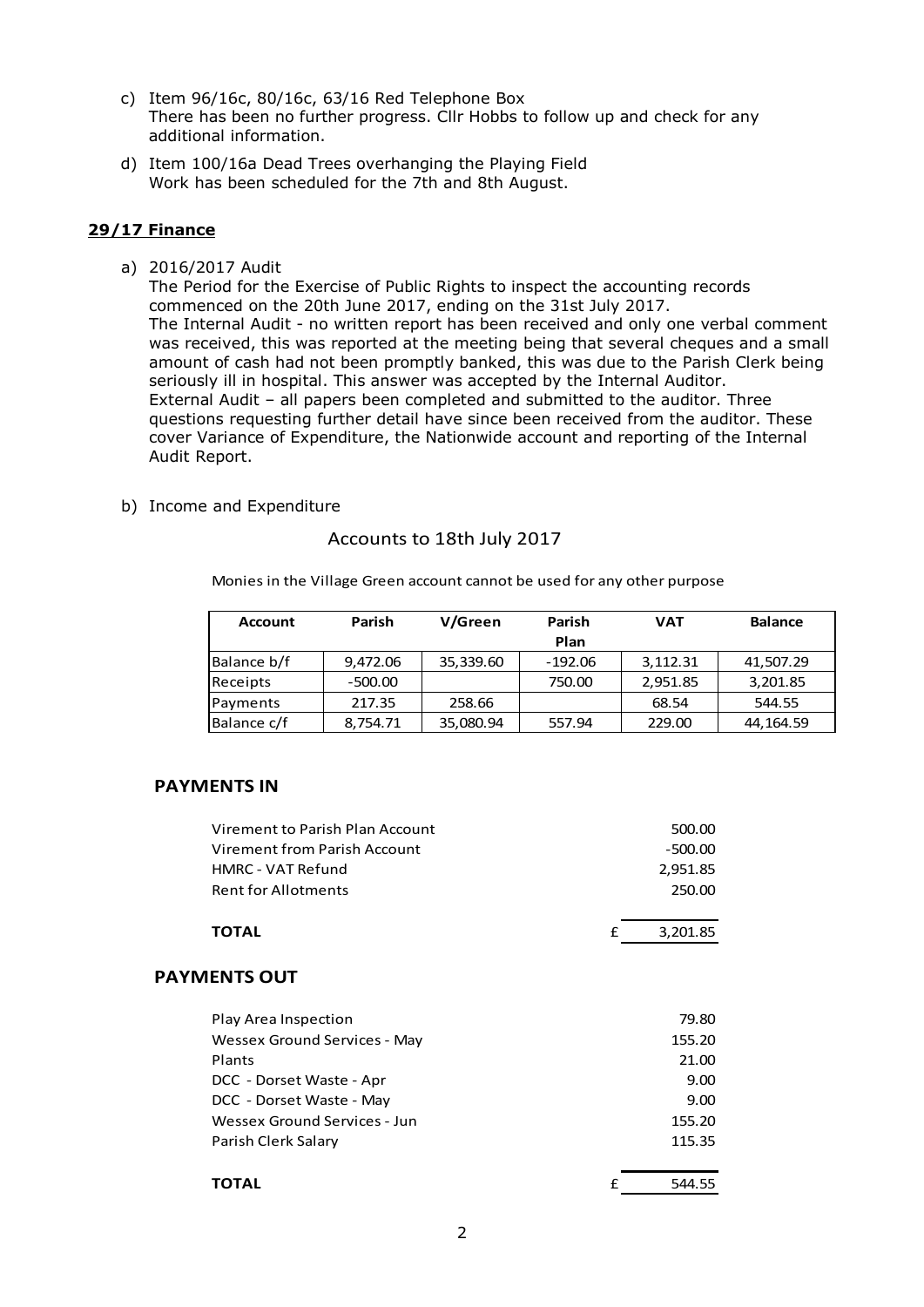c) Item 96/16c, 80/16c, 63/16 Red Telephone Box
   There has been no further progress. Cllr Hobbs to follow up and check for any additional information.

d) Item 100/16a Dead Trees overhanging the Playing Field
   Work has been scheduled for the 7th and 8th August.

## 29/17 Finance

a) 2016/2017 Audit
   The Period for the Exercise of Public Rights to inspect the accounting records commenced on the 20th June 2017, ending on the 31st July 2017.
   The Internal Audit - no written report has been received and only one verbal comment was received, this was reported at the meeting being that several cheques and a small amount of cash had not been promptly banked, this was due to the Parish Clerk being seriously ill in hospital. This answer was accepted by the Internal Auditor.
   External Audit – all papers been completed and submitted to the auditor. Three questions requesting further detail have since been received from the auditor. These cover Variance of Expenditure, the Nationwide account and reporting of the Internal Audit Report.

b) Income and Expenditure

### Accounts to 18th July 2017

Monies in the Village Green account cannot be used for any other purpose

| Account | Parish | V/Green | Parish Plan | VAT | Balance |
|---|---|---|---|---|---|
| Balance b/f | 9,472.06 | 35,339.60 | -192.06 | 3,112.31 | 41,507.29 |
| Receipts | -500.00 | | 750.00 | 2,951.85 | 3,201.85 |
| Payments | 217.35 | 258.66 | | 68.54 | 544.55 |
| Balance c/f | 8,754.71 | 35,080.94 | 557.94 | 229.00 | 44,164.59 |

### PAYMENTS IN

| | |
|---|---|
| Virement to Parish Plan Account | 500.00 |
| Virement from Parish Account | -500.00 |
| HMRC - VAT Refund | 2,951.85 |
| Rent for Allotments | 250.00 |
| **TOTAL** | £ 3,201.85 |

### PAYMENTS OUT

| | |
|---|---|
| Play Area Inspection | 79.80 |
| Wessex Ground Services - May | 155.20 |
| Plants | 21.00 |
| DCC - Dorset Waste - Apr | 9.00 |
| DCC - Dorset Waste - May | 9.00 |
| Wessex Ground Services - Jun | 155.20 |
| Parish Clerk Salary | 115.35 |
| **TOTAL** | £ 544.55 |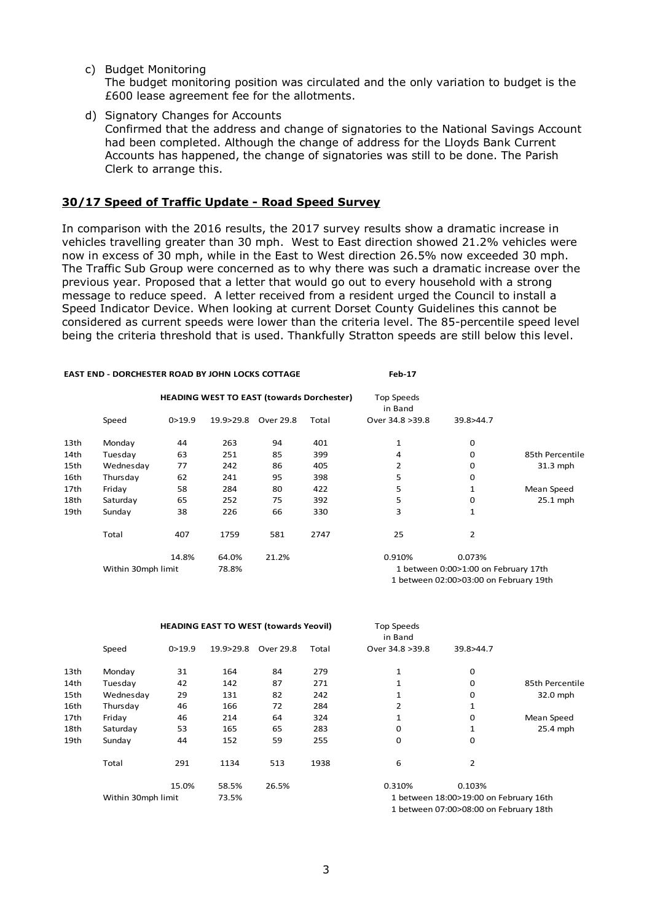c) Budget Monitoring
   The budget monitoring position was circulated and the only variation to budget is the £600 lease agreement fee for the allotments.

d) Signatory Changes for Accounts
   Confirmed that the address and change of signatories to the National Savings Account had been completed. Although the change of address for the Lloyds Bank Current Accounts has happened, the change of signatories was still to be done. The Parish Clerk to arrange this.

## 30/17 Speed of Traffic Update - Road Speed Survey

In comparison with the 2016 results, the 2017 survey results show a dramatic increase in vehicles travelling greater than 30 mph. West to East direction showed 21.2% vehicles were now in excess of 30 mph, while in the East to West direction 26.5% now exceeded 30 mph. The Traffic Sub Group were concerned as to why there was such a dramatic increase over the previous year. Proposed that a letter that would go out to every household with a strong message to reduce speed. A letter received from a resident urged the Council to install a Speed Indicator Device. When looking at current Dorset County Guidelines this cannot be considered as current speeds were lower than the criteria level. The 85-percentile speed level being the criteria threshold that is used. Thankfully Stratton speeds are still below this level.

**EAST END - DORCHESTER ROAD BY JOHN LOCKS COTTAGE** — **Feb-17**

**HEADING WEST TO EAST (towards Dorchester)**

| | Speed | 0>19.9 | 19.9>29.8 | Over 29.8 | Total | Top Speeds in Band Over 34.8 >39.8 | 39.8>44.7 | |
|---|---|---|---|---|---|---|---|---|
| 13th | Monday | 44 | 263 | 94 | 401 | 1 | 0 | |
| 14th | Tuesday | 63 | 251 | 85 | 399 | 4 | 0 | 85th Percentile |
| 15th | Wednesday | 77 | 242 | 86 | 405 | 2 | 0 | 31.3 mph |
| 16th | Thursday | 62 | 241 | 95 | 398 | 5 | 0 | |
| 17th | Friday | 58 | 284 | 80 | 422 | 5 | 1 | Mean Speed |
| 18th | Saturday | 65 | 252 | 75 | 392 | 5 | 0 | 25.1 mph |
| 19th | Sunday | 38 | 226 | 66 | 330 | 3 | 1 | |
| | Total | 407 | 1759 | 581 | 2747 | 25 | 2 | |
| | | 14.8% | 64.0% | 21.2% | | 0.910% | 0.073% | |
| | Within 30mph limit | | 78.8% | | | 1 between 0:00>1:00 on February 17th | | |
| | | | | | | 1 between 02:00>03:00 on February 19th | | |

**HEADING EAST TO WEST (towards Yeovil)**

| | Speed | 0>19.9 | 19.9>29.8 | Over 29.8 | Total | Top Speeds in Band Over 34.8 >39.8 | 39.8>44.7 | |
|---|---|---|---|---|---|---|---|---|
| 13th | Monday | 31 | 164 | 84 | 279 | 1 | 0 | |
| 14th | Tuesday | 42 | 142 | 87 | 271 | 1 | 0 | 85th Percentile |
| 15th | Wednesday | 29 | 131 | 82 | 242 | 1 | 0 | 32.0 mph |
| 16th | Thursday | 46 | 166 | 72 | 284 | 2 | 1 | |
| 17th | Friday | 46 | 214 | 64 | 324 | 1 | 0 | Mean Speed |
| 18th | Saturday | 53 | 165 | 65 | 283 | 0 | 1 | 25.4 mph |
| 19th | Sunday | 44 | 152 | 59 | 255 | 0 | 0 | |
| | Total | 291 | 1134 | 513 | 1938 | 6 | 2 | |
| | | 15.0% | 58.5% | 26.5% | | 0.310% | 0.103% | |
| | Within 30mph limit | | 73.5% | | | 1 between 18:00>19:00 on February 16th | | |
| | | | | | | 1 between 07:00>08:00 on February 18th | | |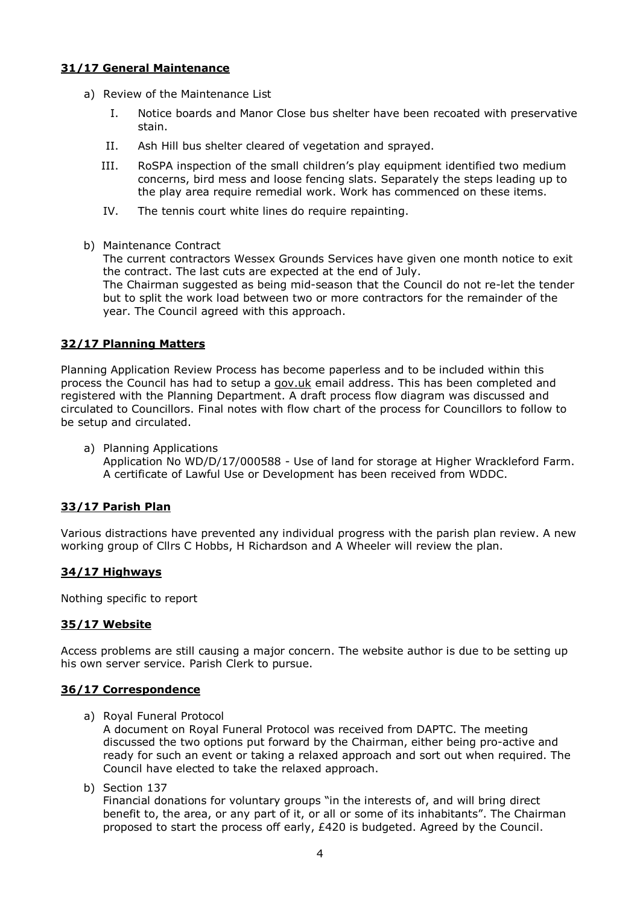## 31/17 General Maintenance

a) Review of the Maintenance List

   I. Notice boards and Manor Close bus shelter have been recoated with preservative stain.

   II. Ash Hill bus shelter cleared of vegetation and sprayed.

   III. RoSPA inspection of the small children's play equipment identified two medium concerns, bird mess and loose fencing slats. Separately the steps leading up to the play area require remedial work. Work has commenced on these items.

   IV. The tennis court white lines do require repainting.

b) Maintenance Contract

   The current contractors Wessex Grounds Services have given one month notice to exit the contract. The last cuts are expected at the end of July.

   The Chairman suggested as being mid-season that the Council do not re-let the tender but to split the work load between two or more contractors for the remainder of the year. The Council agreed with this approach.

## 32/17 Planning Matters

Planning Application Review Process has become paperless and to be included within this process the Council has had to setup a gov.uk email address. This has been completed and registered with the Planning Department. A draft process flow diagram was discussed and circulated to Councillors. Final notes with flow chart of the process for Councillors to follow to be setup and circulated.

a) Planning Applications

   Application No WD/D/17/000588 - Use of land for storage at Higher Wrackleford Farm. A certificate of Lawful Use or Development has been received from WDDC.

## 33/17 Parish Plan

Various distractions have prevented any individual progress with the parish plan review. A new working group of Cllrs C Hobbs, H Richardson and A Wheeler will review the plan.

## 34/17 Highways

Nothing specific to report

## 35/17 Website

Access problems are still causing a major concern. The website author is due to be setting up his own server service. Parish Clerk to pursue.

## 36/17 Correspondence

a) Royal Funeral Protocol

   A document on Royal Funeral Protocol was received from DAPTC. The meeting discussed the two options put forward by the Chairman, either being pro-active and ready for such an event or taking a relaxed approach and sort out when required. The Council have elected to take the relaxed approach.

b) Section 137

   Financial donations for voluntary groups "in the interests of, and will bring direct benefit to, the area, or any part of it, or all or some of its inhabitants". The Chairman proposed to start the process off early, £420 is budgeted. Agreed by the Council.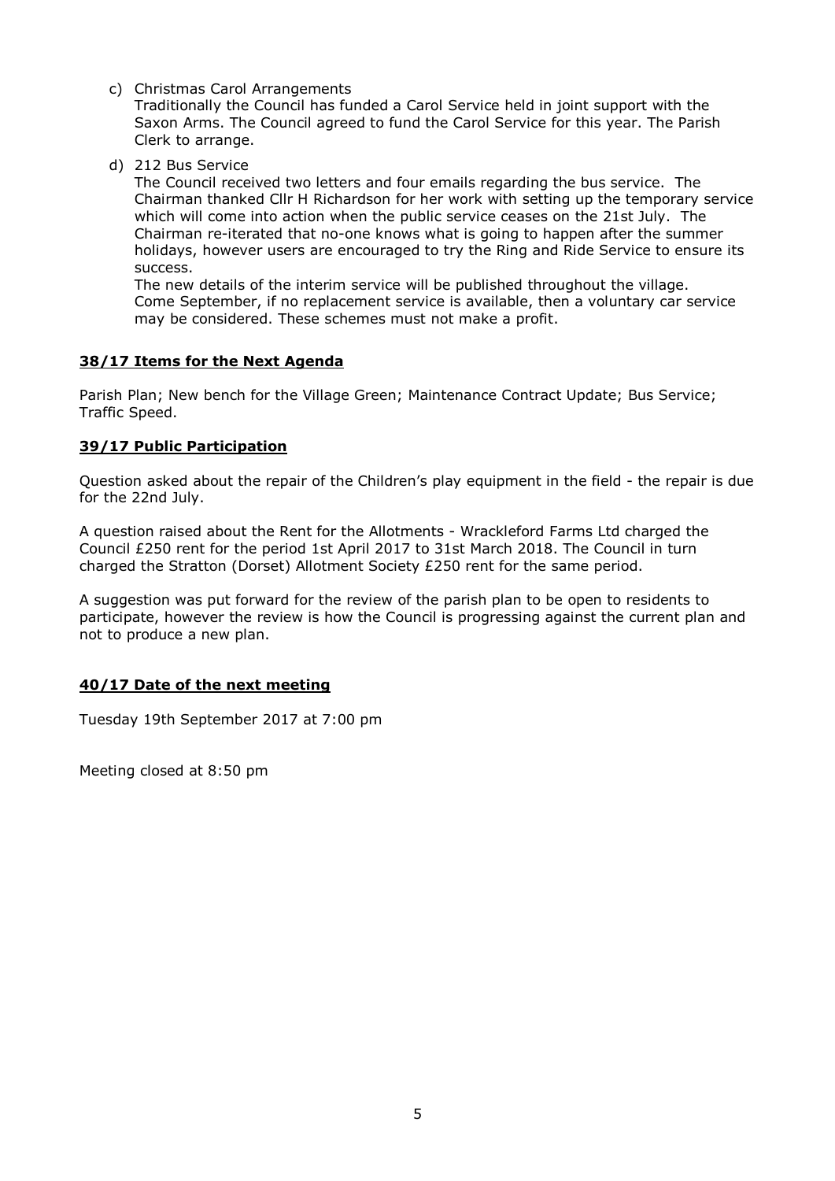c) Christmas Carol Arrangements
   Traditionally the Council has funded a Carol Service held in joint support with the Saxon Arms. The Council agreed to fund the Carol Service for this year. The Parish Clerk to arrange.

d) 212 Bus Service
   The Council received two letters and four emails regarding the bus service. The Chairman thanked Cllr H Richardson for her work with setting up the temporary service which will come into action when the public service ceases on the 21st July. The Chairman re-iterated that no-one knows what is going to happen after the summer holidays, however users are encouraged to try the Ring and Ride Service to ensure its success.
   The new details of the interim service will be published throughout the village. Come September, if no replacement service is available, then a voluntary car service may be considered. These schemes must not make a profit.

## **38/17 Items for the Next Agenda**

Parish Plan; New bench for the Village Green; Maintenance Contract Update; Bus Service; Traffic Speed.

## **39/17 Public Participation**

Question asked about the repair of the Children's play equipment in the field - the repair is due for the 22nd July.

A question raised about the Rent for the Allotments - Wrackleford Farms Ltd charged the Council £250 rent for the period 1st April 2017 to 31st March 2018. The Council in turn charged the Stratton (Dorset) Allotment Society £250 rent for the same period.

A suggestion was put forward for the review of the parish plan to be open to residents to participate, however the review is how the Council is progressing against the current plan and not to produce a new plan.

## **40/17 Date of the next meeting**

Tuesday 19th September 2017 at 7:00 pm

Meeting closed at 8:50 pm